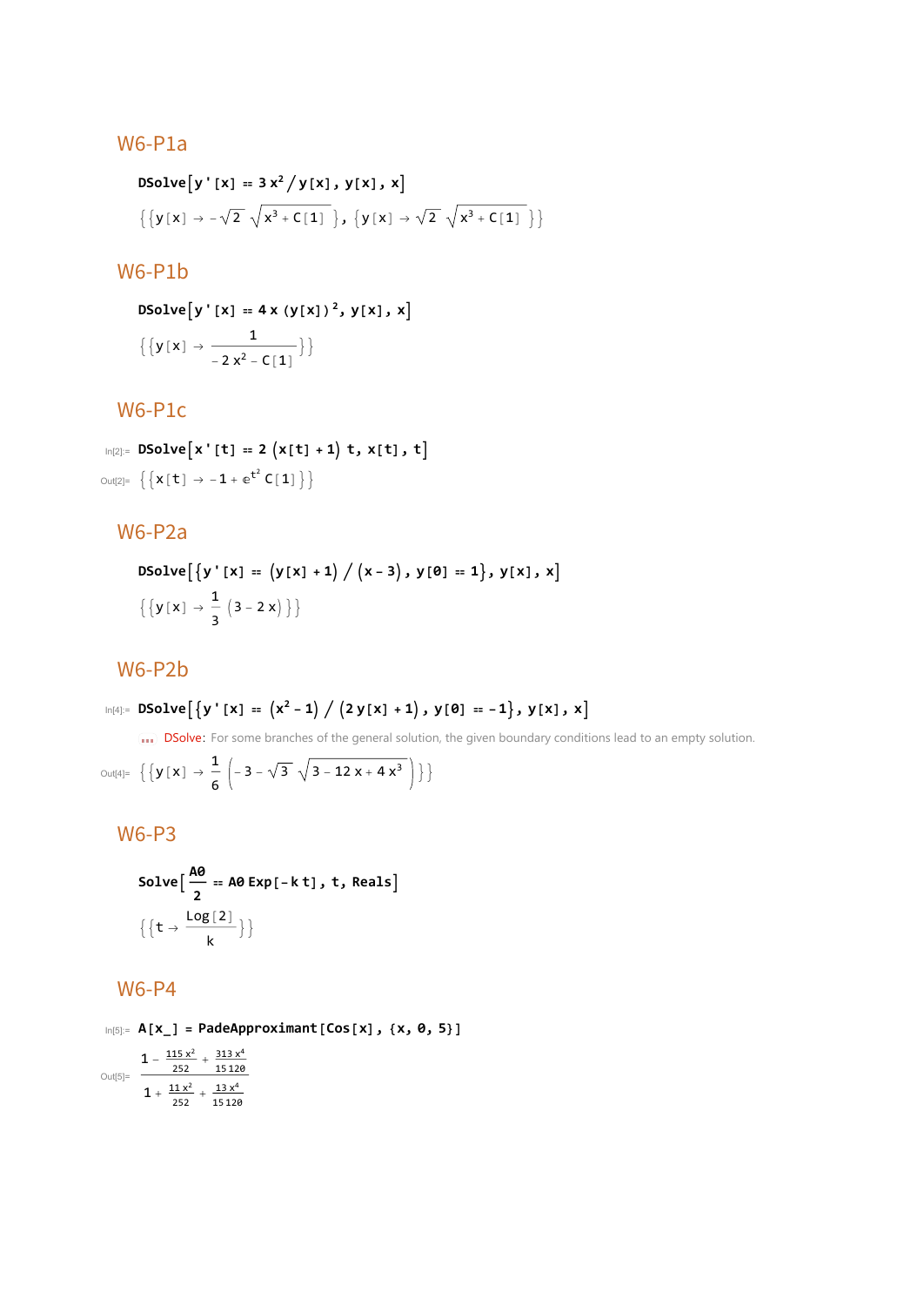## W6-P1a

```
DSolve[y'[x] == 3 x^2 / y[x], y[x], x]
```

$$\left\{\left\{y[x]\to -\sqrt{2}\,\sqrt{x^3+C[1]}\right\},\left\{y[x]\to \sqrt{2}\,\sqrt{x^3+C[1]}\right\}\right\}$$

## W6-P1b

```
DSolve[y'[x] == 4 x (y[x])^2, y[x], x]
```

$$\left\{\left\{y[x]\to \frac{1}{-2x^2-C[1]}\right\}\right\}$$

## W6-P1c

In[2]:=
```
DSolve[x'[t] == 2 (x[t] + 1) t, x[t], t]
```

Out[2]=

$$\left\{\left\{x[t]\to -1+e^{t^2}\,C[1]\right\}\right\}$$

## W6-P2a

```
DSolve[{y'[x] == (y[x] + 1) / (x - 3), y[0] == 1}, y[x], x]
```

$$\left\{\left\{y[x]\to \frac{1}{3}(3-2x)\right\}\right\}$$

## W6-P2b

In[4]:=
```
DSolve[{y'[x] == (x^2 - 1) / (2 y[x] + 1), y[0] == -1}, y[x], x]
```

... DSolve: For some branches of the general solution, the given boundary conditions lead to an empty solution.

Out[4]=

$$\left\{\left\{y[x]\to \frac{1}{6}\left(-3-\sqrt{3}\,\sqrt{3-12x+4x^3}\right)\right\}\right\}$$

## W6-P3

```
Solve[A0/2 == A0 Exp[-k t], t, Reals]
```

$$\left\{\left\{t\to \frac{\mathrm{Log}[2]}{k}\right\}\right\}$$

## W6-P4

In[5]:=
```
A[x_] = PadeApproximant[Cos[x], {x, 0, 5}]
```

Out[5]=

$$\frac{1-\frac{115x^2}{252}+\frac{313x^4}{15120}}{1+\frac{11x^2}{252}+\frac{13x^4}{15120}}$$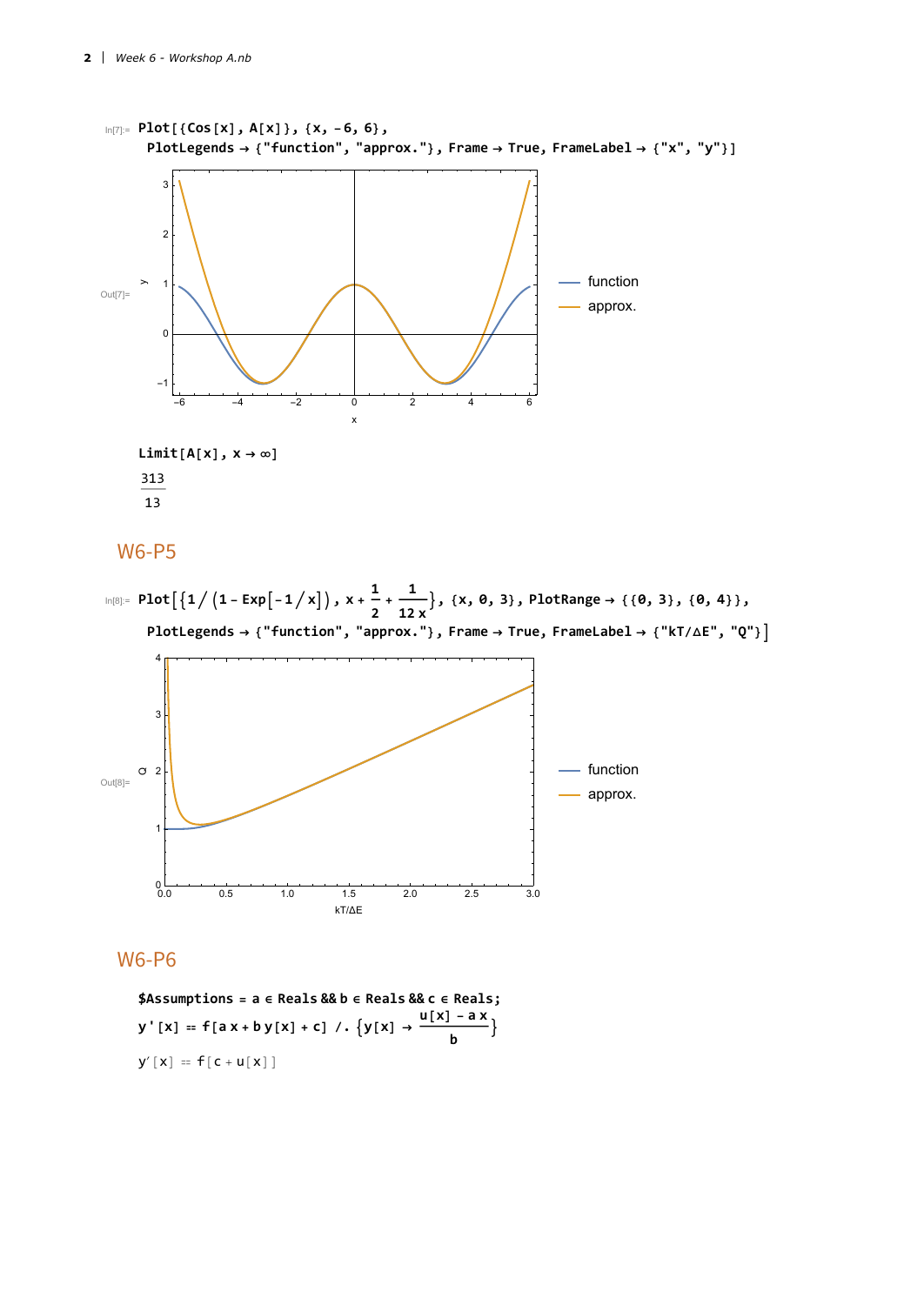```
In[7]:= Plot[{Cos[x], A[x]}, {x, -6, 6},
         PlotLegends → {"function", "approx."}, Frame → True, FrameLabel → {"x", "y"}]
```

Out[7]=

y

3
2
1
0
−1

−6 −4 −2 0 2 4 6

x

function
approx.

```
Limit[A[x], x → ∞]
```

$$\frac{313}{13}$$

## W6-P5

```
In[8]:= Plot[{1 / (1 - Exp[-1 / x]), x + 1/2 + 1/(12 x)}, {x, 0, 3}, PlotRange → {{0, 3}, {0, 4}},
         PlotLegends → {"function", "approx."}, Frame → True, FrameLabel → {"kT/ΔE", "Q"}]
```

Out[8]=

Q

4
3
2
1
0

0.0 0.5 1.0 1.5 2.0 2.5 3.0

kT/ΔE

function
approx.

## W6-P6

```
$Assumptions = a ∈ Reals && b ∈ Reals && c ∈ Reals;
y'[x] == f[a x + b y[x] + c] /. {y[x] → (u[x] - a x)/b}
```

```
y'[x] == f[c + u[x]]
```